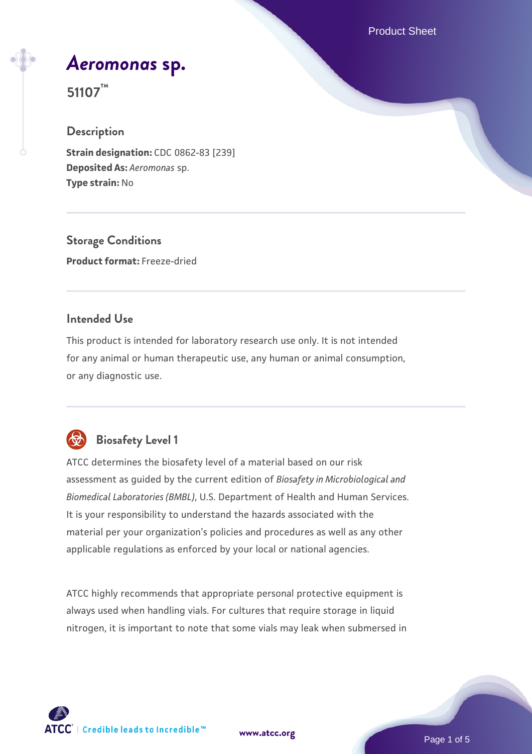# *Aeromonas* sp.

## 51107™

### Description

**Strain designation:** CDC 0862-83 [239]
**Deposited As:** *Aeromonas* sp.
**Type strain:** No

### Storage Conditions

**Product format:** Freeze-dried

### Intended Use

This product is intended for laboratory research use only. It is not intended for any animal or human therapeutic use, any human or animal consumption, or any diagnostic use.

### Biosafety Level 1

ATCC determines the biosafety level of a material based on our risk assessment as guided by the current edition of *Biosafety in Microbiological and Biomedical Laboratories (BMBL)*, U.S. Department of Health and Human Services. It is your responsibility to understand the hazards associated with the material per your organization's policies and procedures as well as any other applicable regulations as enforced by your local or national agencies.

ATCC highly recommends that appropriate personal protective equipment is always used when handling vials. For cultures that require storage in liquid nitrogen, it is important to note that some vials may leak when submersed in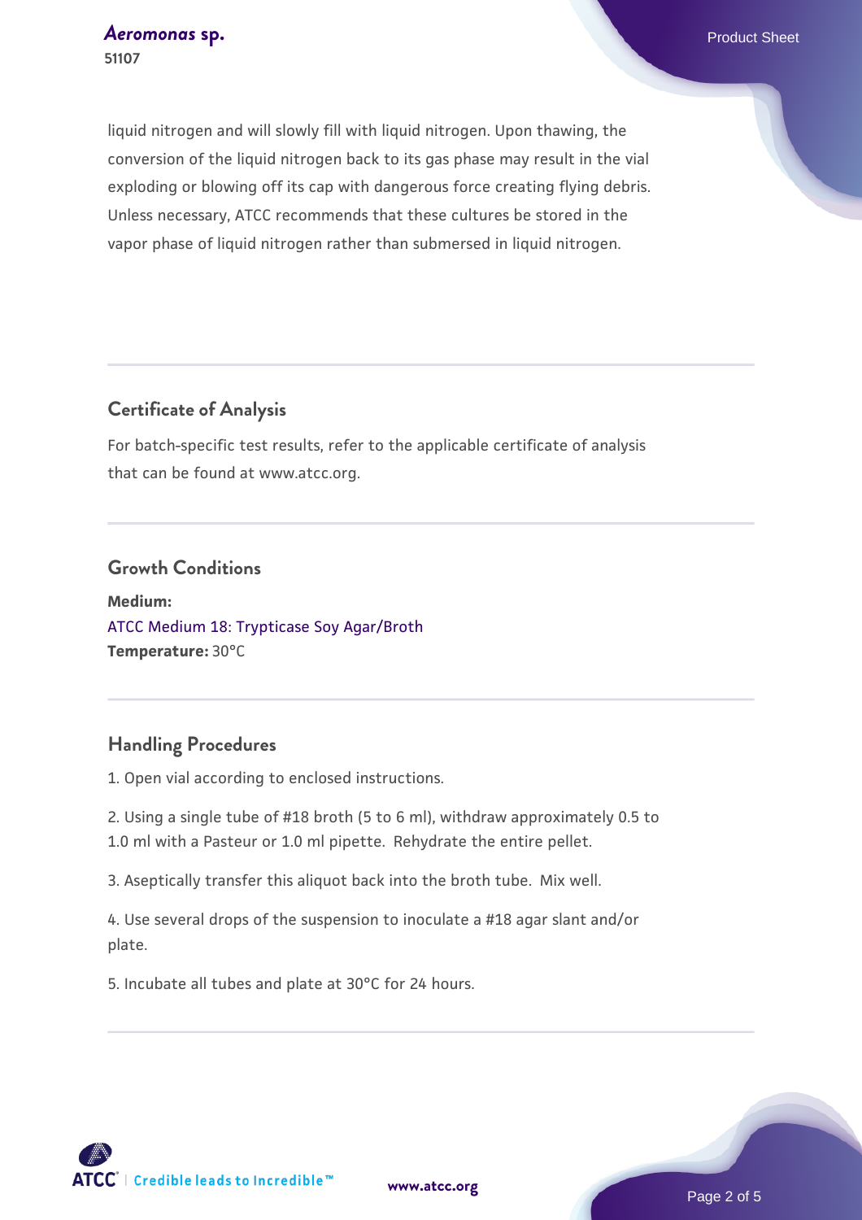liquid nitrogen and will slowly fill with liquid nitrogen. Upon thawing, the conversion of the liquid nitrogen back to its gas phase may result in the vial exploding or blowing off its cap with dangerous force creating flying debris. Unless necessary, ATCC recommends that these cultures be stored in the vapor phase of liquid nitrogen rather than submersed in liquid nitrogen.

## Certificate of Analysis

For batch-specific test results, refer to the applicable certificate of analysis that can be found at www.atcc.org.

## Growth Conditions

**Medium:**
ATCC Medium 18: Trypticase Soy Agar/Broth
**Temperature:** 30°C

## Handling Procedures

1. Open vial according to enclosed instructions.

2. Using a single tube of #18 broth (5 to 6 ml), withdraw approximately 0.5 to 1.0 ml with a Pasteur or 1.0 ml pipette. Rehydrate the entire pellet.

3. Aseptically transfer this aliquot back into the broth tube. Mix well.

4. Use several drops of the suspension to inoculate a #18 agar slant and/or plate.

5. Incubate all tubes and plate at 30°C for 24 hours.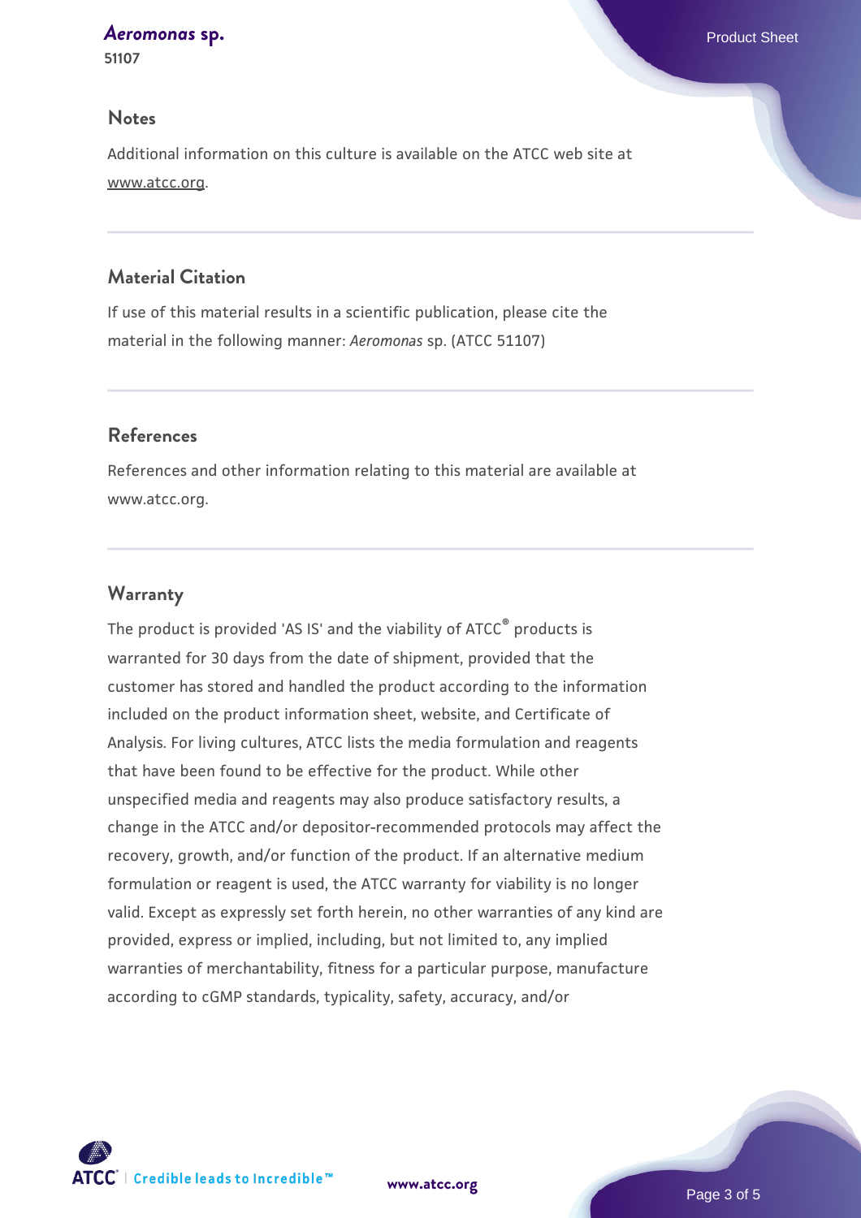## Notes

Additional information on this culture is available on the ATCC web site at www.atcc.org.

## Material Citation

If use of this material results in a scientific publication, please cite the material in the following manner: *Aeromonas* sp. (ATCC 51107)

## References

References and other information relating to this material are available at www.atcc.org.

## Warranty

The product is provided 'AS IS' and the viability of ATCC® products is warranted for 30 days from the date of shipment, provided that the customer has stored and handled the product according to the information included on the product information sheet, website, and Certificate of Analysis. For living cultures, ATCC lists the media formulation and reagents that have been found to be effective for the product. While other unspecified media and reagents may also produce satisfactory results, a change in the ATCC and/or depositor-recommended protocols may affect the recovery, growth, and/or function of the product. If an alternative medium formulation or reagent is used, the ATCC warranty for viability is no longer valid. Except as expressly set forth herein, no other warranties of any kind are provided, express or implied, including, but not limited to, any implied warranties of merchantability, fitness for a particular purpose, manufacture according to cGMP standards, typicality, safety, accuracy, and/or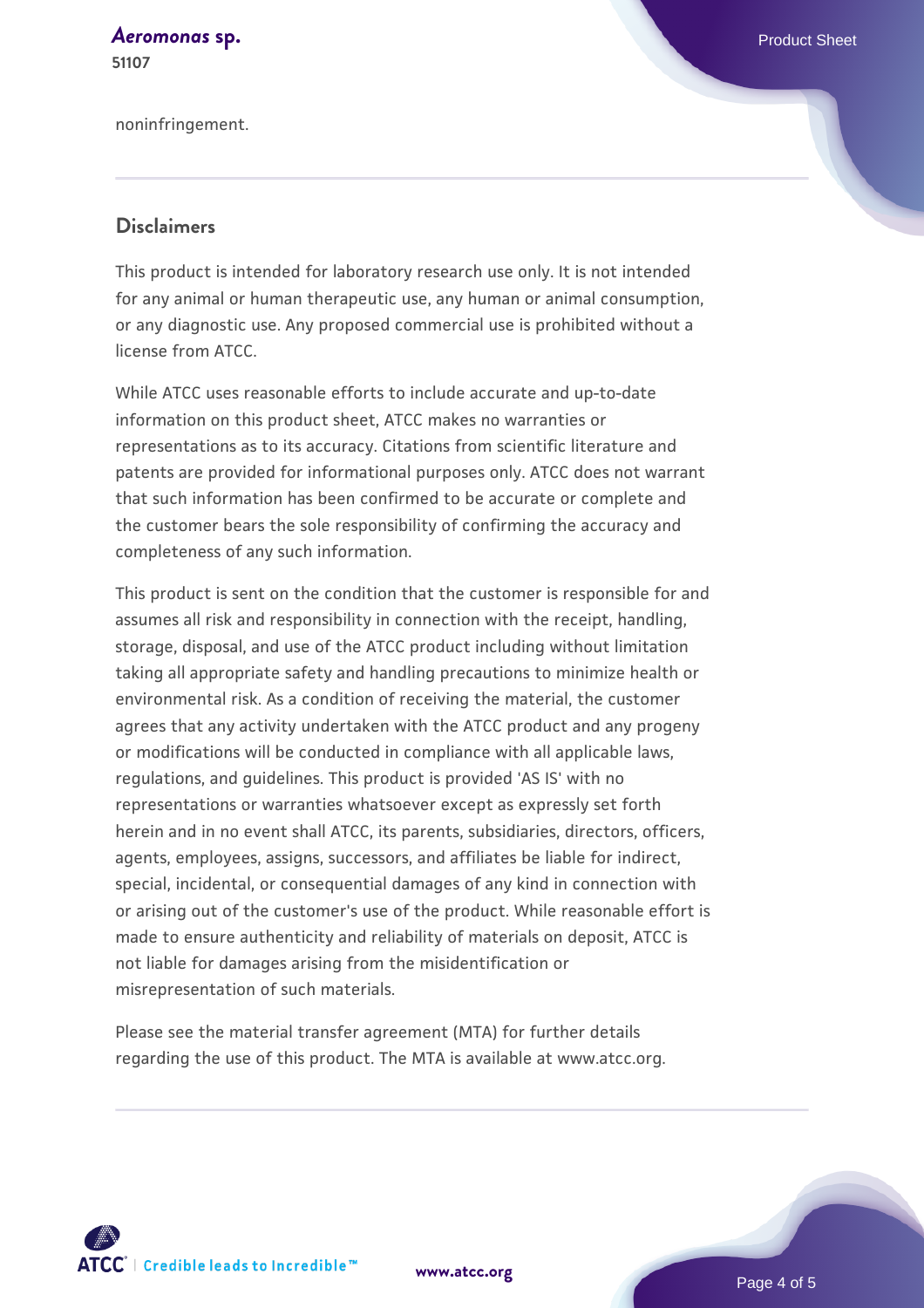noninfringement.

## Disclaimers

This product is intended for laboratory research use only. It is not intended for any animal or human therapeutic use, any human or animal consumption, or any diagnostic use. Any proposed commercial use is prohibited without a license from ATCC.

While ATCC uses reasonable efforts to include accurate and up-to-date information on this product sheet, ATCC makes no warranties or representations as to its accuracy. Citations from scientific literature and patents are provided for informational purposes only. ATCC does not warrant that such information has been confirmed to be accurate or complete and the customer bears the sole responsibility of confirming the accuracy and completeness of any such information.

This product is sent on the condition that the customer is responsible for and assumes all risk and responsibility in connection with the receipt, handling, storage, disposal, and use of the ATCC product including without limitation taking all appropriate safety and handling precautions to minimize health or environmental risk. As a condition of receiving the material, the customer agrees that any activity undertaken with the ATCC product and any progeny or modifications will be conducted in compliance with all applicable laws, regulations, and guidelines. This product is provided 'AS IS' with no representations or warranties whatsoever except as expressly set forth herein and in no event shall ATCC, its parents, subsidiaries, directors, officers, agents, employees, assigns, successors, and affiliates be liable for indirect, special, incidental, or consequential damages of any kind in connection with or arising out of the customer's use of the product. While reasonable effort is made to ensure authenticity and reliability of materials on deposit, ATCC is not liable for damages arising from the misidentification or misrepresentation of such materials.

Please see the material transfer agreement (MTA) for further details regarding the use of this product. The MTA is available at www.atcc.org.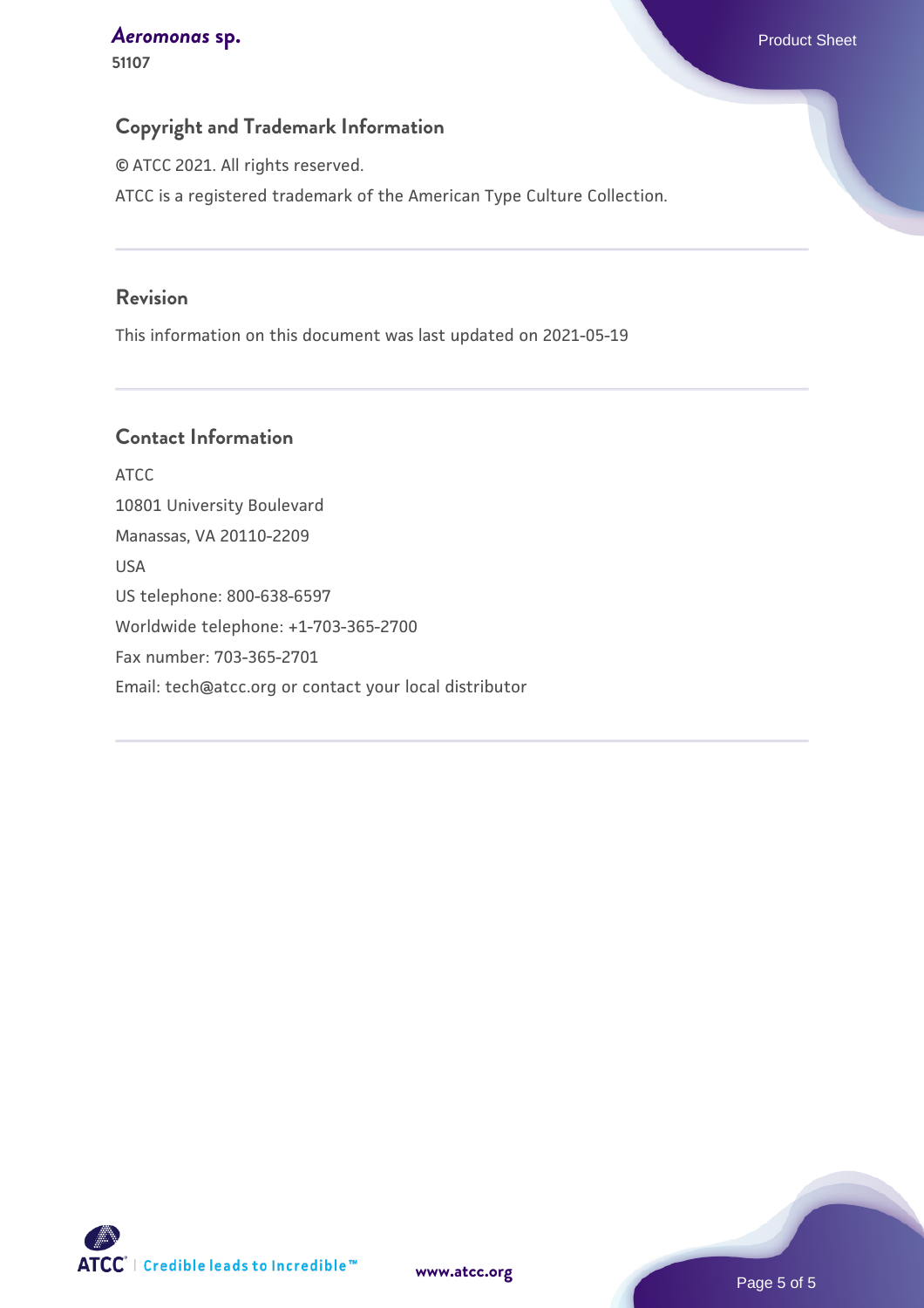## Copyright and Trademark Information

© ATCC 2021. All rights reserved.

ATCC is a registered trademark of the American Type Culture Collection.

## Revision

This information on this document was last updated on 2021-05-19

## Contact Information

ATCC

10801 University Boulevard

Manassas, VA 20110-2209

USA

US telephone: 800-638-6597

Worldwide telephone: +1-703-365-2700

Fax number: 703-365-2701

Email: tech@atcc.org or contact your local distributor